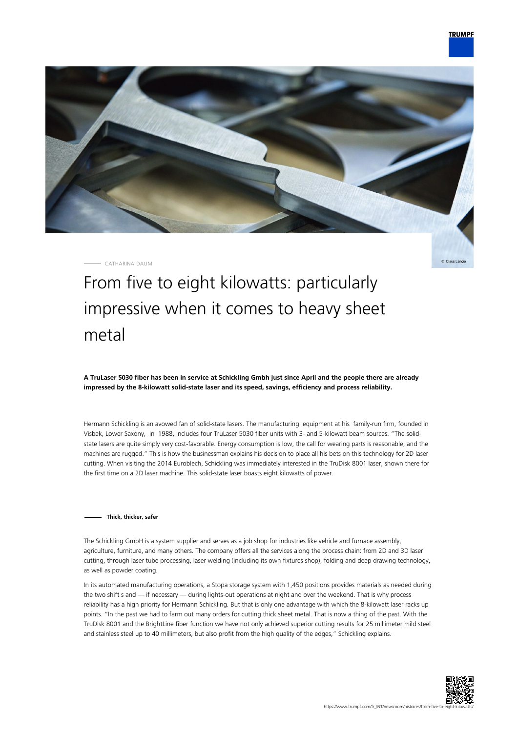CATHARINA DAUM

# From five to eight kilowatts: particularly impressive when it comes to heavy sheet metal

**A TruLaser 5030 fiber has been in service at Schickling Gmbh just since April and the people there are already impressed by the 8-kilowatt solid-state laser and its speed, savings, efficiency and process reliability.**

Hermann Schickling is an avowed fan of solid-state lasers. The manufacturing equipment at his family-run firm, founded in Visbek, Lower Saxony, in 1988, includes four TruLaser 5030 fiber units with 3- and 5-kilowatt beam sources. "The solid-state lasers are quite simply very cost-favorable. Energy consumption is low, the call for wearing parts is reasonable, and the machines are rugged." This is how the businessman explains his decision to place all his bets on this technology for 2D laser cutting. When visiting the 2014 Euroblech, Schickling was immediately interested in the TruDisk 8001 laser, shown there for the first time on a 2D laser machine. This solid-state laser boasts eight kilowatts of power.

## Thick, thicker, safer

The Schickling GmbH is a system supplier and serves as a job shop for industries like vehicle and furnace assembly, agriculture, furniture, and many others. The company offers all the services along the process chain: from 2D and 3D laser cutting, through laser tube processing, laser welding (including its own fixtures shop), folding and deep drawing technology, as well as powder coating.

In its automated manufacturing operations, a Stopa storage system with 1,450 positions provides materials as needed during the two shift s and — if necessary — during lights-out operations at night and over the weekend. That is why process reliability has a high priority for Hermann Schickling. But that is only one advantage with which the 8-kilowatt laser racks up points. "In the past we had to farm out many orders for cutting thick sheet metal. That is now a thing of the past. With the TruDisk 8001 and the BrightLine fiber function we have not only achieved superior cutting results for 25 millimeter mild steel and stainless steel up to 40 millimeters, but also profit from the high quality of the edges," Schickling explains.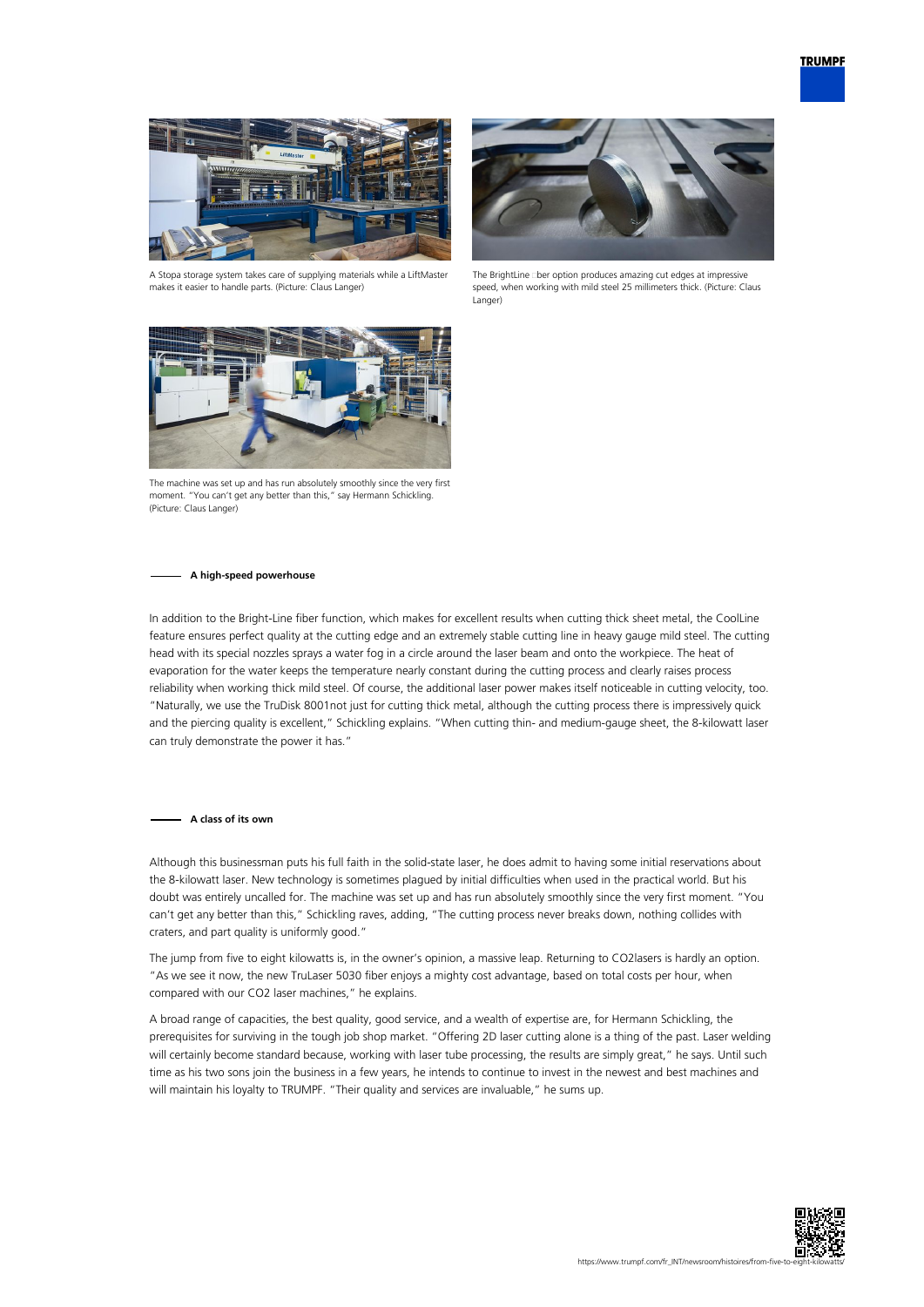A Stopa storage system takes care of supplying materials while a LiftMaster makes it easier to handle parts. (Picture: Claus Langer)

The BrightLine  ber option produces amazing cut edges at impressive speed, when working with mild steel 25 millimeters thick. (Picture: Claus Langer)

The machine was set up and has run absolutely smoothly since the very first moment. "You can't get any better than this," say Hermann Schickling. (Picture: Claus Langer)

## A high-speed powerhouse

In addition to the Bright-Line fiber function, which makes for excellent results when cutting thick sheet metal, the CoolLine feature ensures perfect quality at the cutting edge and an extremely stable cutting line in heavy gauge mild steel. The cutting head with its special nozzles sprays a water fog in a circle around the laser beam and onto the workpiece. The heat of evaporation for the water keeps the temperature nearly constant during the cutting process and clearly raises process reliability when working thick mild steel. Of course, the additional laser power makes itself noticeable in cutting velocity, too. "Naturally, we use the TruDisk 8001not just for cutting thick metal, although the cutting process there is impressively quick and the piercing quality is excellent," Schickling explains. "When cutting thin- and medium-gauge sheet, the 8-kilowatt laser can truly demonstrate the power it has."

## A class of its own

Although this businessman puts his full faith in the solid-state laser, he does admit to having some initial reservations about the 8-kilowatt laser. New technology is sometimes plagued by initial difficulties when used in the practical world. But his doubt was entirely uncalled for. The machine was set up and has run absolutely smoothly since the very first moment. "You can't get any better than this," Schickling raves, adding, "The cutting process never breaks down, nothing collides with craters, and part quality is uniformly good."

The jump from five to eight kilowatts is, in the owner's opinion, a massive leap. Returning to CO2lasers is hardly an option. "As we see it now, the new TruLaser 5030 fiber enjoys a mighty cost advantage, based on total costs per hour, when compared with our CO2 laser machines," he explains.

A broad range of capacities, the best quality, good service, and a wealth of expertise are, for Hermann Schickling, the prerequisites for surviving in the tough job shop market. "Offering 2D laser cutting alone is a thing of the past. Laser welding will certainly become standard because, working with laser tube processing, the results are simply great," he says. Until such time as his two sons join the business in a few years, he intends to continue to invest in the newest and best machines and will maintain his loyalty to TRUMPF. "Their quality and services are invaluable," he sums up.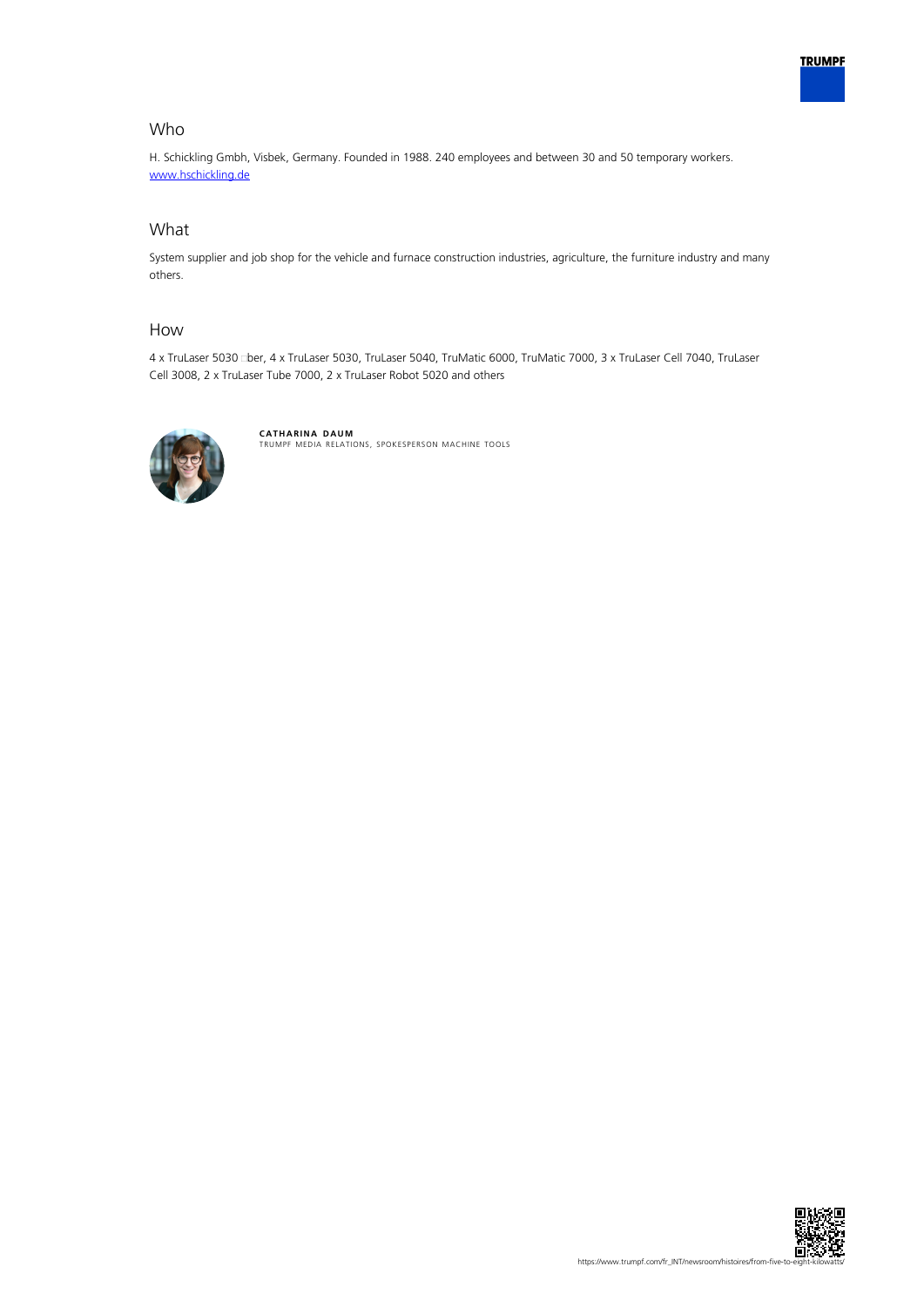## Who

H. Schickling Gmbh, Visbek, Germany. Founded in 1988. 240 employees and between 30 and 50 temporary workers.
[www.hschickling.de](http://www.hschickling.de)

## What

System supplier and job shop for the vehicle and furnace construction industries, agriculture, the furniture industry and many others.

## How

4 x TruLaser 5030 fiber, 4 x TruLaser 5030, TruLaser 5040, TruMatic 6000, TruMatic 7000, 3 x TruLaser Cell 7040, TruLaser Cell 3008, 2 x TruLaser Tube 7000, 2 x TruLaser Robot 5020 and others

**CATHARINA DAUM**
TRUMPF MEDIA RELATIONS, SPOKESPERSON MACHINE TOOLS